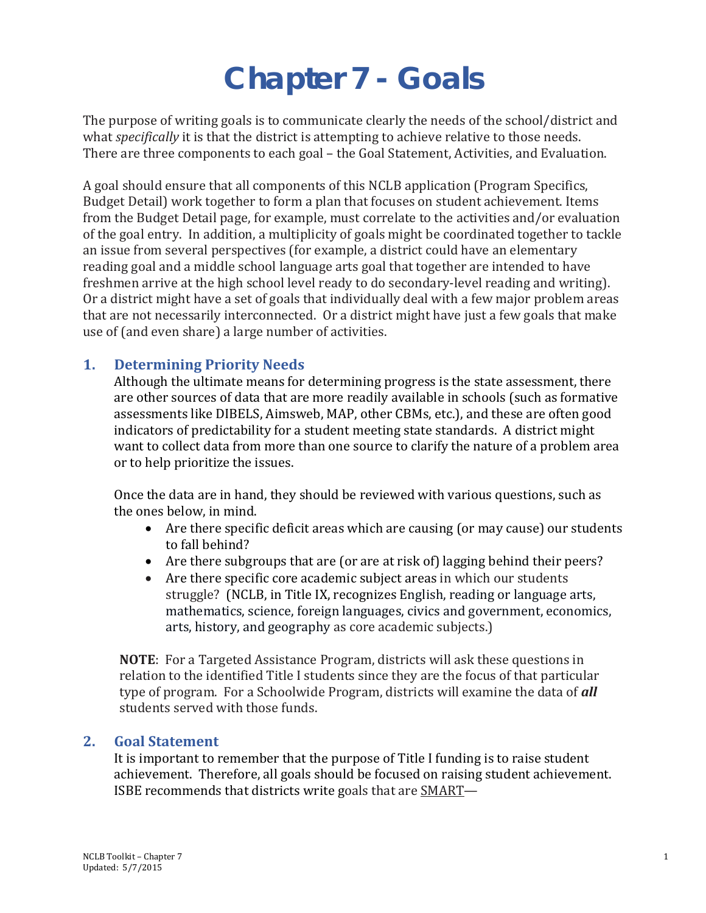# Chapter 7 - Goals

The purpose of writing goals is to communicate clearly the needs of the school/district and what *specifically* it is that the district is attempting to achieve relative to those needs. There are three components to each goal – the Goal Statement, Activities, and Evaluation.

A goal should ensure that all components of this NCLB application (Program Specifics, Budget Detail) work together to form a plan that focuses on student achievement. Items from the Budget Detail page, for example, must correlate to the activities and/or evaluation of the goal entry. In addition, a multiplicity of goals might be coordinated together to tackle an issue from several perspectives (for example, a district could have an elementary reading goal and a middle school language arts goal that together are intended to have freshmen arrive at the high school level ready to do secondary-level reading and writing). Or a district might have a set of goals that individually deal with a few major problem areas that are not necessarily interconnected. Or a district might have just a few goals that make use of (and even share) a large number of activities.

## 1. Determining Priority Needs

Although the ultimate means for determining progress is the state assessment, there are other sources of data that are more readily available in schools (such as formative assessments like DIBELS, Aimsweb, MAP, other CBMs, etc.), and these are often good indicators of predictability for a student meeting state standards. A district might want to collect data from more than one source to clarify the nature of a problem area or to help prioritize the issues.

Once the data are in hand, they should be reviewed with various questions, such as the ones below, in mind.

- Are there specific deficit areas which are causing (or may cause) our students to fall behind?
- Are there subgroups that are (or are at risk of) lagging behind their peers?
- Are there specific core academic subject areas in which our students struggle? (NCLB, in Title IX, recognizes English, reading or language arts, mathematics, science, foreign languages, civics and government, economics, arts, history, and geography as core academic subjects.)

**NOTE**: For a Targeted Assistance Program, districts will ask these questions in relation to the identified Title I students since they are the focus of that particular type of program. For a Schoolwide Program, districts will examine the data of ***all*** students served with those funds.

## 2. Goal Statement

It is important to remember that the purpose of Title I funding is to raise student achievement. Therefore, all goals should be focused on raising student achievement. ISBE recommends that districts write goals that are <u>SMART</u>—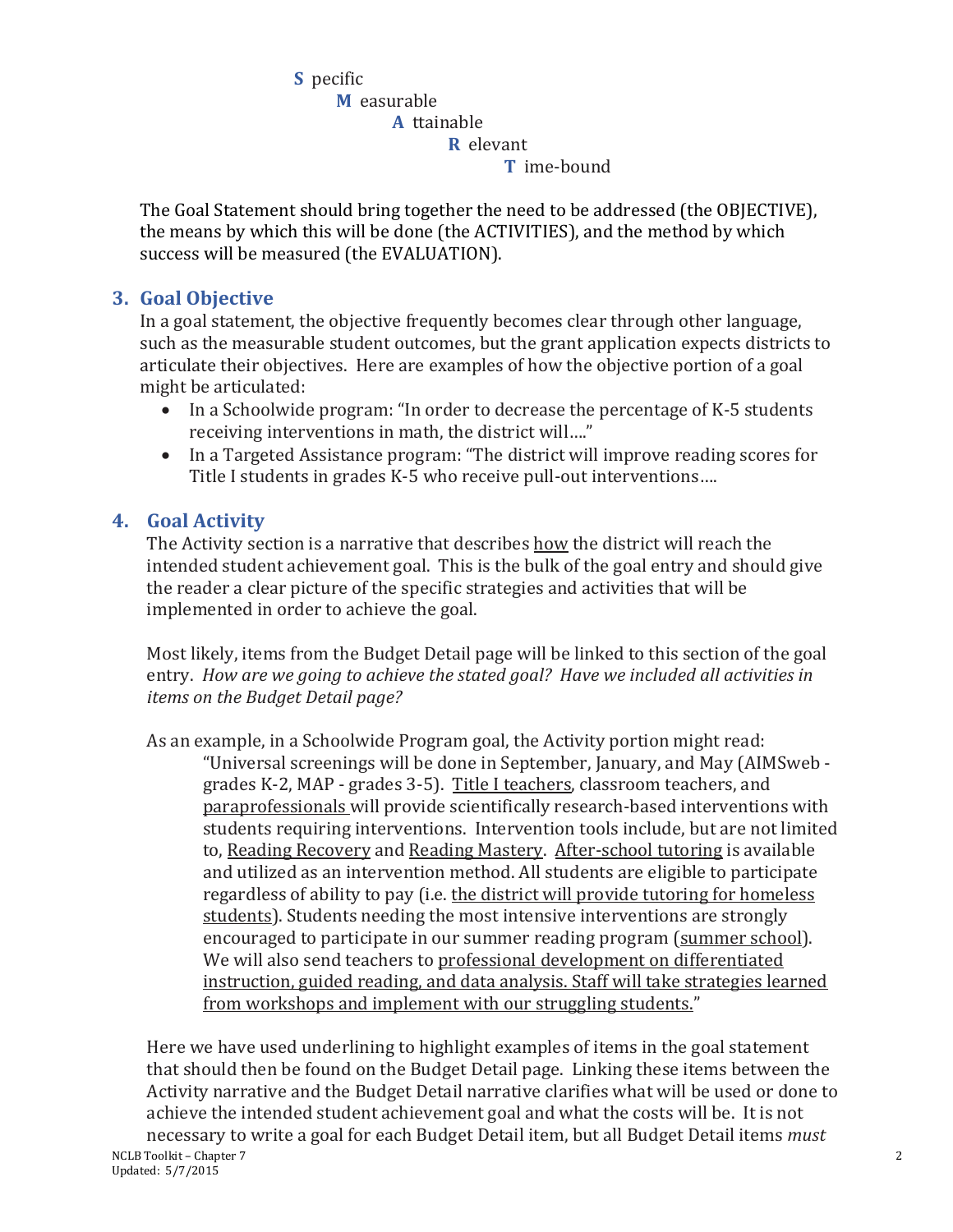**S** pecific
**M** easurable
**A** ttainable
**R** elevant
**T** ime-bound

The Goal Statement should bring together the need to be addressed (the OBJECTIVE), the means by which this will be done (the ACTIVITIES), and the method by which success will be measured (the EVALUATION).

## 3. Goal Objective

In a goal statement, the objective frequently becomes clear through other language, such as the measurable student outcomes, but the grant application expects districts to articulate their objectives. Here are examples of how the objective portion of a goal might be articulated:

- In a Schoolwide program: "In order to decrease the percentage of K-5 students receiving interventions in math, the district will…."
- In a Targeted Assistance program: "The district will improve reading scores for Title I students in grades K-5 who receive pull-out interventions….

## 4. Goal Activity

The Activity section is a narrative that describes <u>how</u> the district will reach the intended student achievement goal. This is the bulk of the goal entry and should give the reader a clear picture of the specific strategies and activities that will be implemented in order to achieve the goal.

Most likely, items from the Budget Detail page will be linked to this section of the goal entry. *How are we going to achieve the stated goal? Have we included all activities in items on the Budget Detail page?*

As an example, in a Schoolwide Program goal, the Activity portion might read:

> "Universal screenings will be done in September, January, and May (AIMSweb - grades K-2, MAP - grades 3-5). <u>Title I teachers</u>, classroom teachers, and <u>paraprofessionals</u> will provide scientifically research-based interventions with students requiring interventions. Intervention tools include, but are not limited to, <u>Reading Recovery</u> and <u>Reading Mastery</u>. <u>After-school tutoring</u> is available and utilized as an intervention method. All students are eligible to participate regardless of ability to pay (i.e. <u>the district will provide tutoring for homeless students</u>). Students needing the most intensive interventions are strongly encouraged to participate in our summer reading program (<u>summer school</u>). We will also send teachers to <u>professional development on differentiated instruction, guided reading, and data analysis. Staff will take strategies learned from workshops and implement with our struggling students.</u>"

Here we have used underlining to highlight examples of items in the goal statement that should then be found on the Budget Detail page. Linking these items between the Activity narrative and the Budget Detail narrative clarifies what will be used or done to achieve the intended student achievement goal and what the costs will be. It is not necessary to write a goal for each Budget Detail item, but all Budget Detail items *must*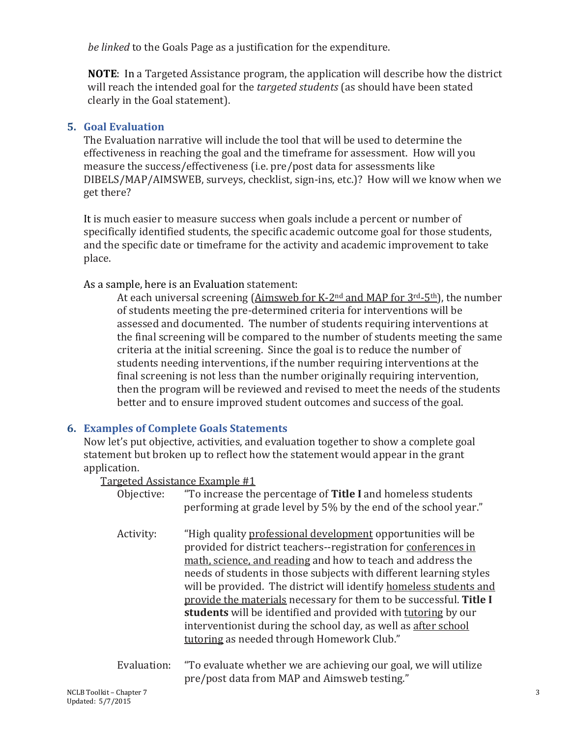*be linked* to the Goals Page as a justification for the expenditure.

**NOTE**: In a Targeted Assistance program, the application will describe how the district will reach the intended goal for the *targeted students* (as should have been stated clearly in the Goal statement).

## 5. Goal Evaluation

The Evaluation narrative will include the tool that will be used to determine the effectiveness in reaching the goal and the timeframe for assessment. How will you measure the success/effectiveness (i.e. pre/post data for assessments like DIBELS/MAP/AIMSWEB, surveys, checklist, sign-ins, etc.)? How will we know when we get there?

It is much easier to measure success when goals include a percent or number of specifically identified students, the specific academic outcome goal for those students, and the specific date or timeframe for the activity and academic improvement to take place.

As a sample, here is an Evaluation statement:

> At each universal screening (<u>Aimsweb for K-2nd and MAP for 3rd-5th</u>), the number of students meeting the pre-determined criteria for interventions will be assessed and documented. The number of students requiring interventions at the final screening will be compared to the number of students meeting the same criteria at the initial screening. Since the goal is to reduce the number of students needing interventions, if the number requiring interventions at the final screening is not less than the number originally requiring intervention, then the program will be reviewed and revised to meet the needs of the students better and to ensure improved student outcomes and success of the goal.

## 6. Examples of Complete Goals Statements

Now let's put objective, activities, and evaluation together to show a complete goal statement but broken up to reflect how the statement would appear in the grant application.

<u>Targeted Assistance Example #1</u>

Objective: "To increase the percentage of **Title I** and homeless students performing at grade level by 5% by the end of the school year."

Activity: "High quality <u>professional development</u> opportunities will be provided for district teachers--registration for <u>conferences in math, science, and reading</u> and how to teach and address the needs of students in those subjects with different learning styles will be provided. The district will identify <u>homeless students and provide the materials</u> necessary for them to be successful. **Title I students** will be identified and provided with <u>tutoring</u> by our interventionist during the school day, as well as <u>after school tutoring</u> as needed through Homework Club."

Evaluation: "To evaluate whether we are achieving our goal, we will utilize pre/post data from MAP and Aimsweb testing."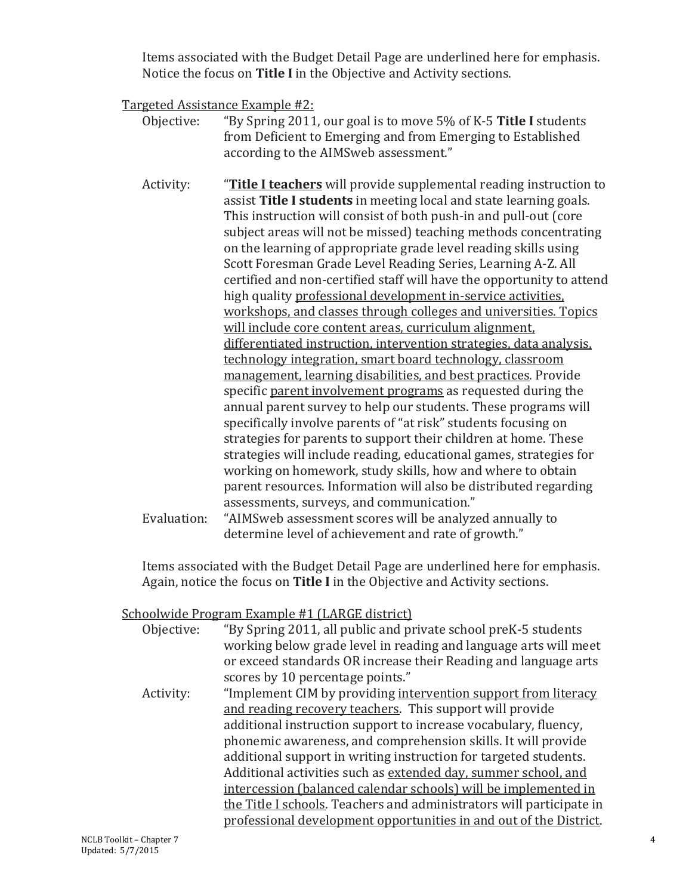Items associated with the Budget Detail Page are underlined here for emphasis. Notice the focus on **Title I** in the Objective and Activity sections.

<u>Targeted Assistance Example #2:</u>

Objective: "By Spring 2011, our goal is to move 5% of K-5 **Title I** students from Deficient to Emerging and from Emerging to Established according to the AIMSweb assessment."

Activity: "<u>**Title I teachers**</u> will provide supplemental reading instruction to assist **Title I students** in meeting local and state learning goals. This instruction will consist of both push-in and pull-out (core subject areas will not be missed) teaching methods concentrating on the learning of appropriate grade level reading skills using Scott Foresman Grade Level Reading Series, Learning A-Z. All certified and non-certified staff will have the opportunity to attend high quality <u>professional development in-service activities, workshops, and classes through colleges and universities. Topics will include core content areas, curriculum alignment, differentiated instruction, intervention strategies, data analysis, technology integration, smart board technology, classroom management, learning disabilities, and best practices</u>. Provide specific <u>parent involvement programs</u> as requested during the annual parent survey to help our students. These programs will specifically involve parents of "at risk" students focusing on strategies for parents to support their children at home. These strategies will include reading, educational games, strategies for working on homework, study skills, how and where to obtain parent resources. Information will also be distributed regarding assessments, surveys, and communication."

Evaluation: "AIMSweb assessment scores will be analyzed annually to determine level of achievement and rate of growth."

Items associated with the Budget Detail Page are underlined here for emphasis. Again, notice the focus on **Title I** in the Objective and Activity sections.

<u>Schoolwide Program Example #1 (LARGE district)</u>

Objective: "By Spring 2011, all public and private school preK-5 students working below grade level in reading and language arts will meet or exceed standards OR increase their Reading and language arts scores by 10 percentage points."

Activity: "Implement CIM by providing <u>intervention support from literacy and reading recovery teachers</u>. This support will provide additional instruction support to increase vocabulary, fluency, phonemic awareness, and comprehension skills. It will provide additional support in writing instruction for targeted students. Additional activities such as <u>extended day, summer school, and intercession (balanced calendar schools) will be implemented in the Title I schools</u>. Teachers and administrators will participate in <u>professional development opportunities in and out of the District</u>.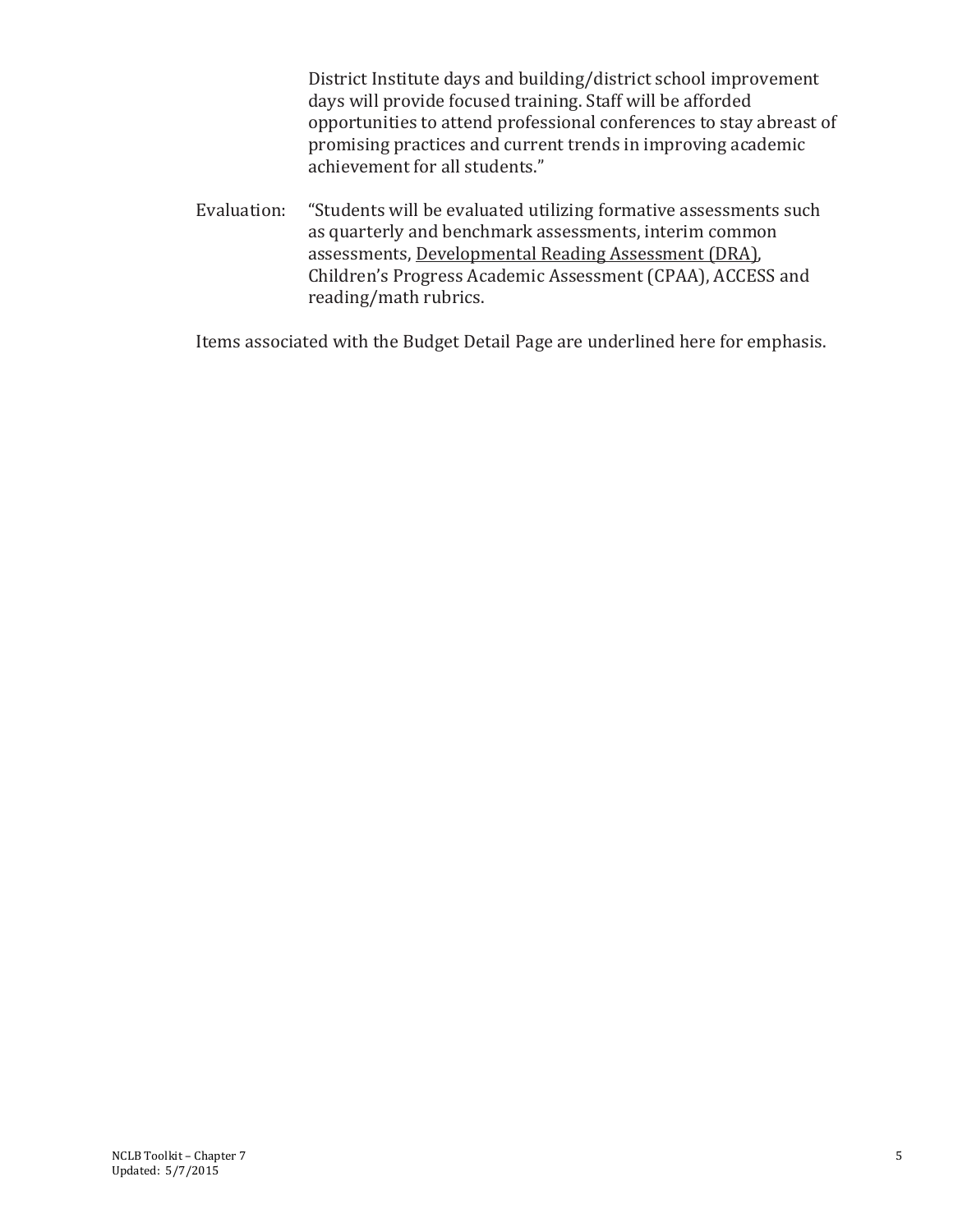District Institute days and building/district school improvement days will provide focused training. Staff will be afforded opportunities to attend professional conferences to stay abreast of promising practices and current trends in improving academic achievement for all students."

Evaluation: "Students will be evaluated utilizing formative assessments such as quarterly and benchmark assessments, interim common assessments, <u>Developmental Reading Assessment (DRA)</u>, Children's Progress Academic Assessment (CPAA), ACCESS and reading/math rubrics.

Items associated with the Budget Detail Page are underlined here for emphasis.